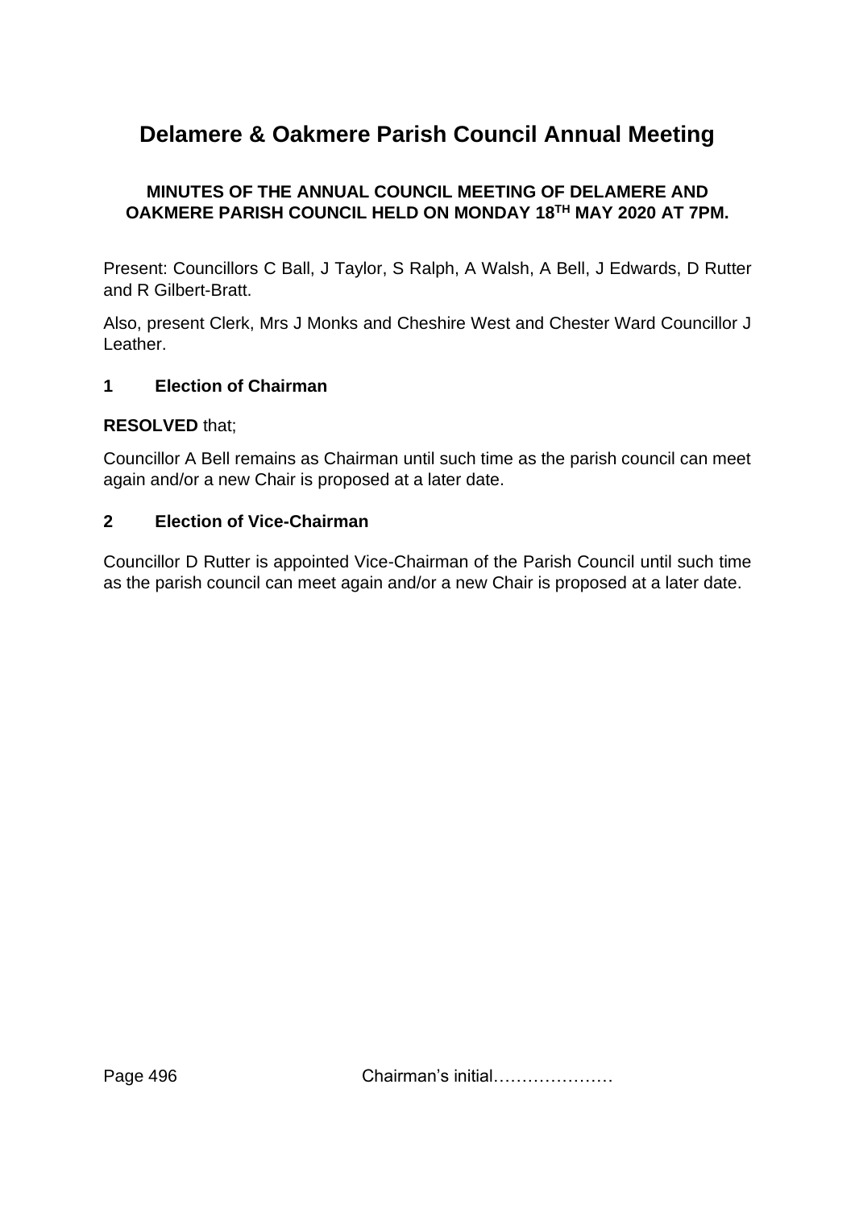# Delamere & Oakmere Parish Council Annual Meeting

**MINUTES OF THE ANNUAL COUNCIL MEETING OF DELAMERE AND OAKMERE PARISH COUNCIL HELD ON MONDAY 18TH MAY 2020 AT 7PM.**

Present: Councillors C Ball, J Taylor, S Ralph, A Walsh, A Bell, J Edwards, D Rutter and R Gilbert-Bratt.

Also, present Clerk, Mrs J Monks and Cheshire West and Chester Ward Councillor J Leather.

## 1 Election of Chairman

**RESOLVED** that;

Councillor A Bell remains as Chairman until such time as the parish council can meet again and/or a new Chair is proposed at a later date.

## 2 Election of Vice-Chairman

Councillor D Rutter is appointed Vice-Chairman of the Parish Council until such time as the parish council can meet again and/or a new Chair is proposed at a later date.

Chairman's initial…………………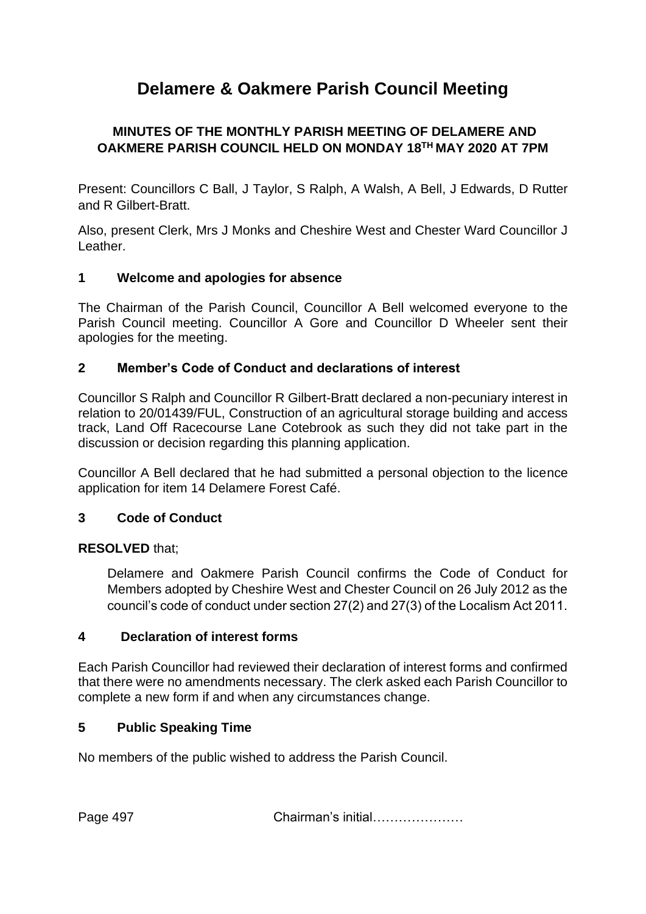# Delamere & Oakmere Parish Council Meeting

**MINUTES OF THE MONTHLY PARISH MEETING OF DELAMERE AND OAKMERE PARISH COUNCIL HELD ON MONDAY 18TH MAY 2020 AT 7PM**

Present: Councillors C Ball, J Taylor, S Ralph, A Walsh, A Bell, J Edwards, D Rutter and R Gilbert-Bratt.

Also, present Clerk, Mrs J Monks and Cheshire West and Chester Ward Councillor J Leather.

## 1 Welcome and apologies for absence

The Chairman of the Parish Council, Councillor A Bell welcomed everyone to the Parish Council meeting. Councillor A Gore and Councillor D Wheeler sent their apologies for the meeting.

## 2 Member's Code of Conduct and declarations of interest

Councillor S Ralph and Councillor R Gilbert-Bratt declared a non-pecuniary interest in relation to 20/01439/FUL, Construction of an agricultural storage building and access track, Land Off Racecourse Lane Cotebrook as such they did not take part in the discussion or decision regarding this planning application.

Councillor A Bell declared that he had submitted a personal objection to the licence application for item 14 Delamere Forest Café.

## 3 Code of Conduct

**RESOLVED** that;

Delamere and Oakmere Parish Council confirms the Code of Conduct for Members adopted by Cheshire West and Chester Council on 26 July 2012 as the council's code of conduct under section 27(2) and 27(3) of the Localism Act 2011.

## 4 Declaration of interest forms

Each Parish Councillor had reviewed their declaration of interest forms and confirmed that there were no amendments necessary. The clerk asked each Parish Councillor to complete a new form if and when any circumstances change.

## 5 Public Speaking Time

No members of the public wished to address the Parish Council.

Page 497 Chairman's initial…………………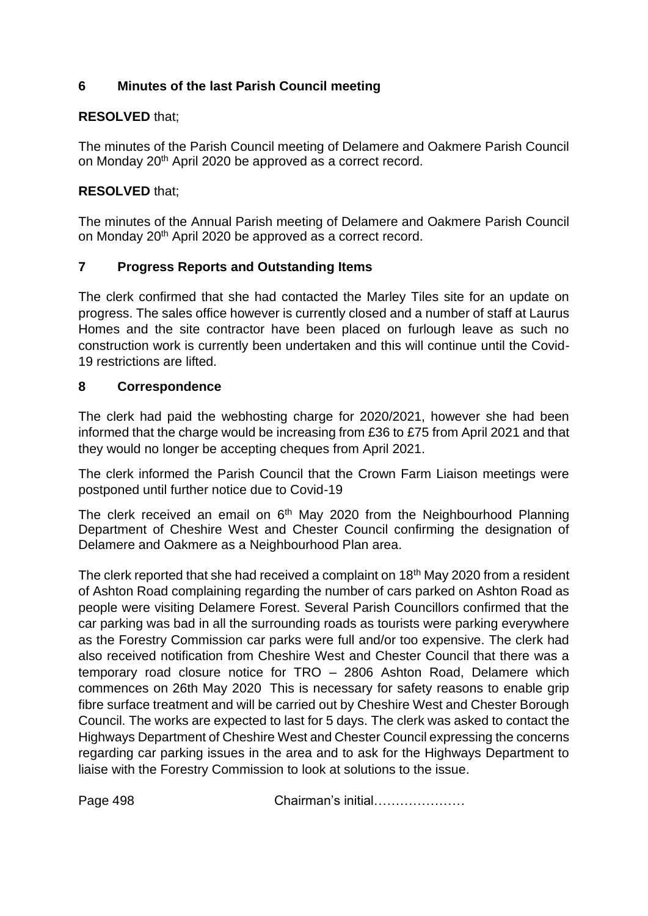## 6 Minutes of the last Parish Council meeting

**RESOLVED** that;

The minutes of the Parish Council meeting of Delamere and Oakmere Parish Council on Monday 20th April 2020 be approved as a correct record.

**RESOLVED** that;

The minutes of the Annual Parish meeting of Delamere and Oakmere Parish Council on Monday 20th April 2020 be approved as a correct record.

## 7 Progress Reports and Outstanding Items

The clerk confirmed that she had contacted the Marley Tiles site for an update on progress. The sales office however is currently closed and a number of staff at Laurus Homes and the site contractor have been placed on furlough leave as such no construction work is currently been undertaken and this will continue until the Covid-19 restrictions are lifted.

## 8 Correspondence

The clerk had paid the webhosting charge for 2020/2021, however she had been informed that the charge would be increasing from £36 to £75 from April 2021 and that they would no longer be accepting cheques from April 2021.

The clerk informed the Parish Council that the Crown Farm Liaison meetings were postponed until further notice due to Covid-19

The clerk received an email on 6th May 2020 from the Neighbourhood Planning Department of Cheshire West and Chester Council confirming the designation of Delamere and Oakmere as a Neighbourhood Plan area.

The clerk reported that she had received a complaint on 18th May 2020 from a resident of Ashton Road complaining regarding the number of cars parked on Ashton Road as people were visiting Delamere Forest. Several Parish Councillors confirmed that the car parking was bad in all the surrounding roads as tourists were parking everywhere as the Forestry Commission car parks were full and/or too expensive. The clerk had also received notification from Cheshire West and Chester Council that there was a temporary road closure notice for TRO – 2806 Ashton Road, Delamere which commences on 26th May 2020 This is necessary for safety reasons to enable grip fibre surface treatment and will be carried out by Cheshire West and Chester Borough Council. The works are expected to last for 5 days. The clerk was asked to contact the Highways Department of Cheshire West and Chester Council expressing the concerns regarding car parking issues in the area and to ask for the Highways Department to liaise with the Forestry Commission to look at solutions to the issue.

Chairman's initial…………………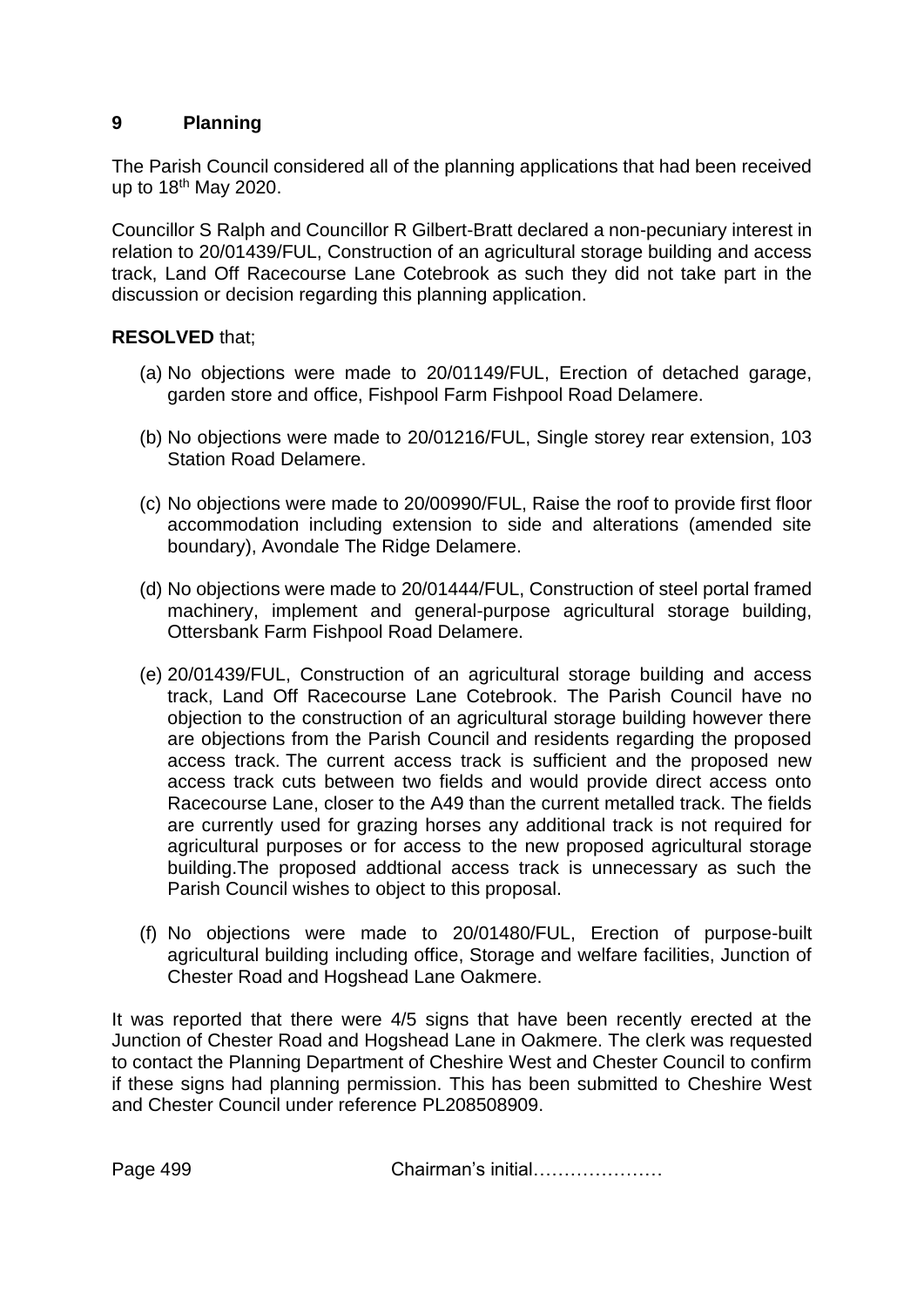## 9 Planning

The Parish Council considered all of the planning applications that had been received up to 18th May 2020.

Councillor S Ralph and Councillor R Gilbert-Bratt declared a non-pecuniary interest in relation to 20/01439/FUL, Construction of an agricultural storage building and access track, Land Off Racecourse Lane Cotebrook as such they did not take part in the discussion or decision regarding this planning application.

**RESOLVED** that;

(a) No objections were made to 20/01149/FUL, Erection of detached garage, garden store and office, Fishpool Farm Fishpool Road Delamere.

(b) No objections were made to 20/01216/FUL, Single storey rear extension, 103 Station Road Delamere.

(c) No objections were made to 20/00990/FUL, Raise the roof to provide first floor accommodation including extension to side and alterations (amended site boundary), Avondale The Ridge Delamere.

(d) No objections were made to 20/01444/FUL, Construction of steel portal framed machinery, implement and general-purpose agricultural storage building, Ottersbank Farm Fishpool Road Delamere.

(e) 20/01439/FUL, Construction of an agricultural storage building and access track, Land Off Racecourse Lane Cotebrook. The Parish Council have no objection to the construction of an agricultural storage building however there are objections from the Parish Council and residents regarding the proposed access track. The current access track is sufficient and the proposed new access track cuts between two fields and would provide direct access onto Racecourse Lane, closer to the A49 than the current metalled track. The fields are currently used for grazing horses any additional track is not required for agricultural purposes or for access to the new proposed agricultural storage building.The proposed addtional access track is unnecessary as such the Parish Council wishes to object to this proposal.

(f) No objections were made to 20/01480/FUL, Erection of purpose-built agricultural building including office, Storage and welfare facilities, Junction of Chester Road and Hogshead Lane Oakmere.

It was reported that there were 4/5 signs that have been recently erected at the Junction of Chester Road and Hogshead Lane in Oakmere. The clerk was requested to contact the Planning Department of Cheshire West and Chester Council to confirm if these signs had planning permission. This has been submitted to Cheshire West and Chester Council under reference PL208508909.

Chairman's initial…………………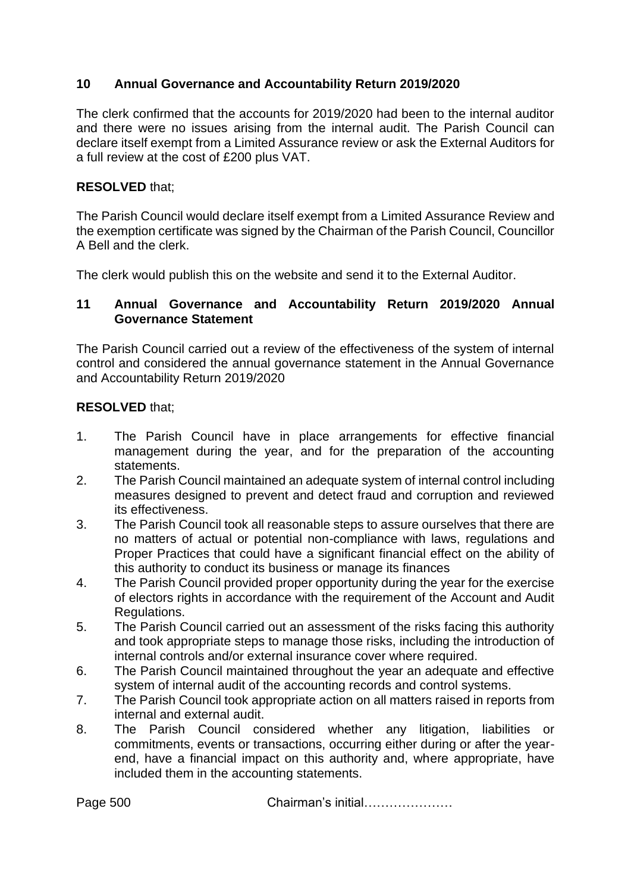## 10 Annual Governance and Accountability Return 2019/2020

The clerk confirmed that the accounts for 2019/2020 had been to the internal auditor and there were no issues arising from the internal audit. The Parish Council can declare itself exempt from a Limited Assurance review or ask the External Auditors for a full review at the cost of £200 plus VAT.

**RESOLVED** that;

The Parish Council would declare itself exempt from a Limited Assurance Review and the exemption certificate was signed by the Chairman of the Parish Council, Councillor A Bell and the clerk.

The clerk would publish this on the website and send it to the External Auditor.

## 11 Annual Governance and Accountability Return 2019/2020 Annual Governance Statement

The Parish Council carried out a review of the effectiveness of the system of internal control and considered the annual governance statement in the Annual Governance and Accountability Return 2019/2020

**RESOLVED** that;

1. The Parish Council have in place arrangements for effective financial management during the year, and for the preparation of the accounting statements.
2. The Parish Council maintained an adequate system of internal control including measures designed to prevent and detect fraud and corruption and reviewed its effectiveness.
3. The Parish Council took all reasonable steps to assure ourselves that there are no matters of actual or potential non-compliance with laws, regulations and Proper Practices that could have a significant financial effect on the ability of this authority to conduct its business or manage its finances
4. The Parish Council provided proper opportunity during the year for the exercise of electors rights in accordance with the requirement of the Account and Audit Regulations.
5. The Parish Council carried out an assessment of the risks facing this authority and took appropriate steps to manage those risks, including the introduction of internal controls and/or external insurance cover where required.
6. The Parish Council maintained throughout the year an adequate and effective system of internal audit of the accounting records and control systems.
7. The Parish Council took appropriate action on all matters raised in reports from internal and external audit.
8. The Parish Council considered whether any litigation, liabilities or commitments, events or transactions, occurring either during or after the year-end, have a financial impact on this authority and, where appropriate, have included them in the accounting statements.

Page 500 Chairman's initial…………………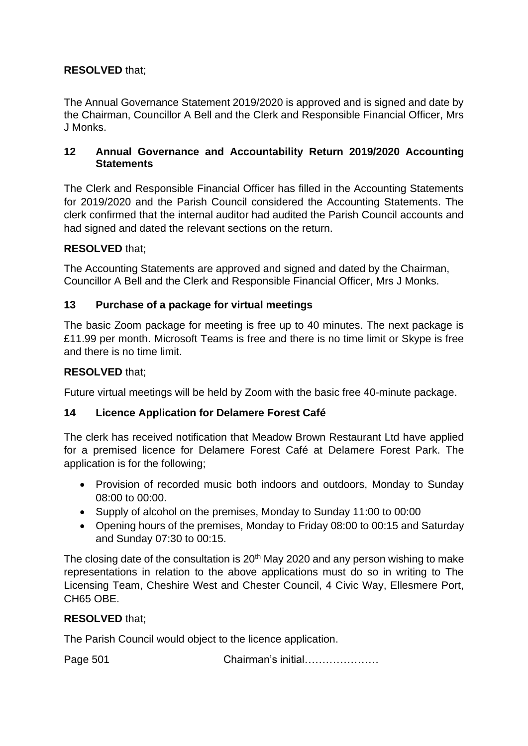**RESOLVED** that;

The Annual Governance Statement 2019/2020 is approved and is signed and date by the Chairman, Councillor A Bell and the Clerk and Responsible Financial Officer, Mrs J Monks.

## 12 Annual Governance and Accountability Return 2019/2020 Accounting Statements

The Clerk and Responsible Financial Officer has filled in the Accounting Statements for 2019/2020 and the Parish Council considered the Accounting Statements. The clerk confirmed that the internal auditor had audited the Parish Council accounts and had signed and dated the relevant sections on the return.

**RESOLVED** that;

The Accounting Statements are approved and signed and dated by the Chairman, Councillor A Bell and the Clerk and Responsible Financial Officer, Mrs J Monks.

## 13 Purchase of a package for virtual meetings

The basic Zoom package for meeting is free up to 40 minutes. The next package is £11.99 per month. Microsoft Teams is free and there is no time limit or Skype is free and there is no time limit.

**RESOLVED** that;

Future virtual meetings will be held by Zoom with the basic free 40-minute package.

## 14 Licence Application for Delamere Forest Café

The clerk has received notification that Meadow Brown Restaurant Ltd have applied for a premised licence for Delamere Forest Café at Delamere Forest Park. The application is for the following;

- Provision of recorded music both indoors and outdoors, Monday to Sunday 08:00 to 00:00.
- Supply of alcohol on the premises, Monday to Sunday 11:00 to 00:00
- Opening hours of the premises, Monday to Friday 08:00 to 00:15 and Saturday and Sunday 07:30 to 00:15.

The closing date of the consultation is 20th May 2020 and any person wishing to make representations in relation to the above applications must do so in writing to The Licensing Team, Cheshire West and Chester Council, 4 Civic Way, Ellesmere Port, CH65 OBE.

**RESOLVED** that;

The Parish Council would object to the licence application.

Chairman's initial…………………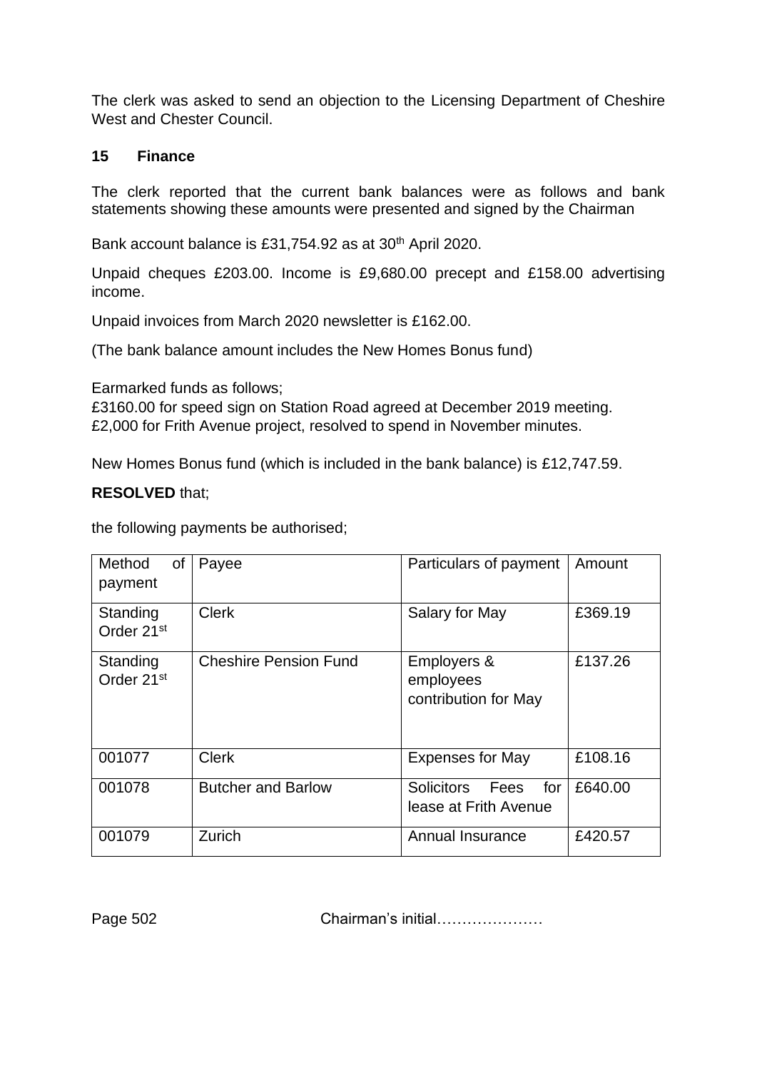The clerk was asked to send an objection to the Licensing Department of Cheshire West and Chester Council.

## 15 Finance

The clerk reported that the current bank balances were as follows and bank statements showing these amounts were presented and signed by the Chairman

Bank account balance is £31,754.92 as at 30th April 2020.

Unpaid cheques £203.00. Income is £9,680.00 precept and £158.00 advertising income.

Unpaid invoices from March 2020 newsletter is £162.00.

(The bank balance amount includes the New Homes Bonus fund)

Earmarked funds as follows;
£3160.00 for speed sign on Station Road agreed at December 2019 meeting.
£2,000 for Frith Avenue project, resolved to spend in November minutes.

New Homes Bonus fund (which is included in the bank balance) is £12,747.59.

**RESOLVED** that;

the following payments be authorised;

| Method of payment | Payee | Particulars of payment | Amount |
|---|---|---|---|
| Standing Order 21st | Clerk | Salary for May | £369.19 |
| Standing Order 21st | Cheshire Pension Fund | Employers & employees contribution for May | £137.26 |
| 001077 | Clerk | Expenses for May | £108.16 |
| 001078 | Butcher and Barlow | Solicitors Fees for lease at Frith Avenue | £640.00 |
| 001079 | Zurich | Annual Insurance | £420.57 |

Chairman's initial…………………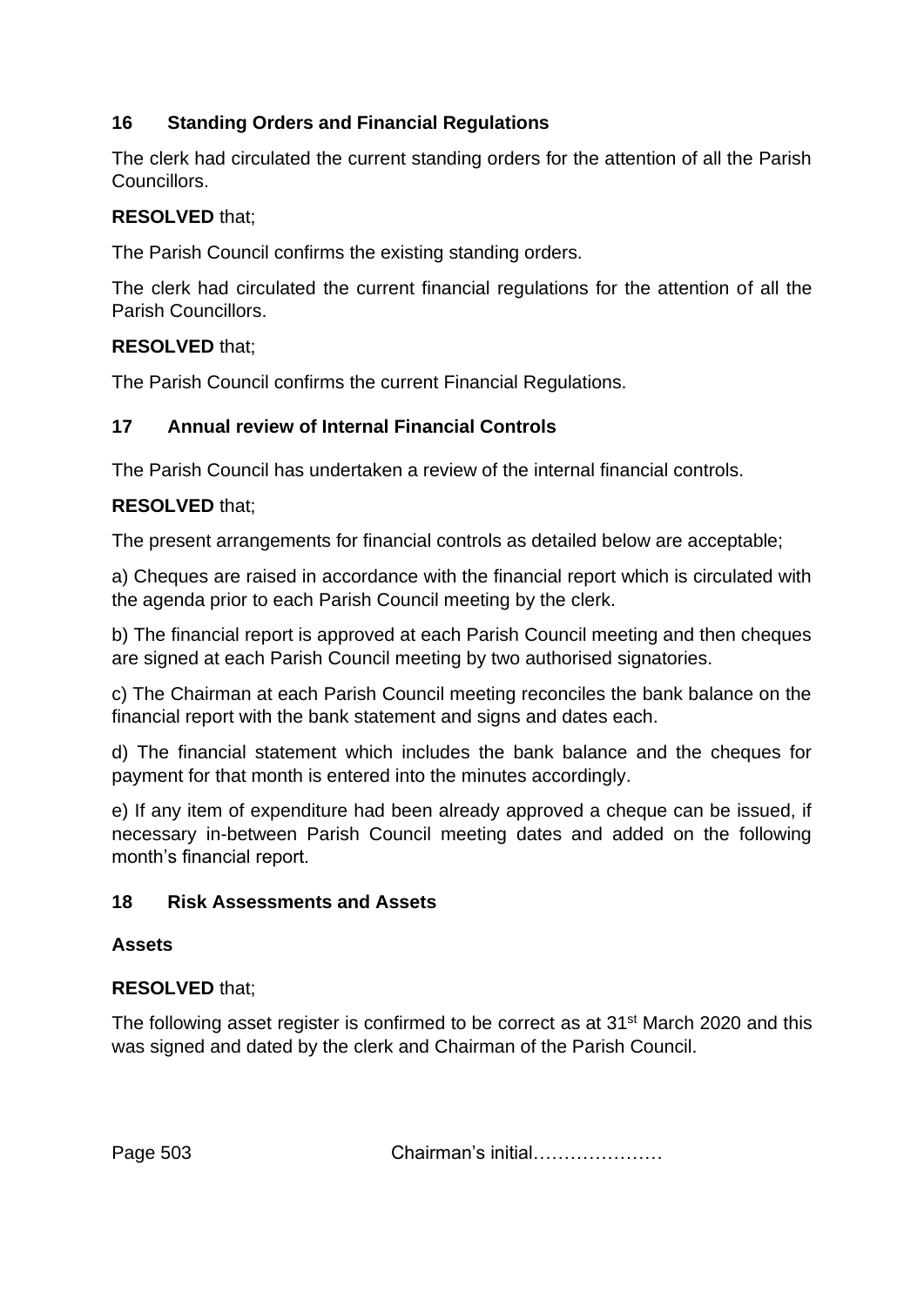## 16 Standing Orders and Financial Regulations

The clerk had circulated the current standing orders for the attention of all the Parish Councillors.

**RESOLVED** that;

The Parish Council confirms the existing standing orders.

The clerk had circulated the current financial regulations for the attention of all the Parish Councillors.

**RESOLVED** that;

The Parish Council confirms the current Financial Regulations.

## 17 Annual review of Internal Financial Controls

The Parish Council has undertaken a review of the internal financial controls.

**RESOLVED** that;

The present arrangements for financial controls as detailed below are acceptable;

a) Cheques are raised in accordance with the financial report which is circulated with the agenda prior to each Parish Council meeting by the clerk.

b) The financial report is approved at each Parish Council meeting and then cheques are signed at each Parish Council meeting by two authorised signatories.

c) The Chairman at each Parish Council meeting reconciles the bank balance on the financial report with the bank statement and signs and dates each.

d) The financial statement which includes the bank balance and the cheques for payment for that month is entered into the minutes accordingly.

e) If any item of expenditure had been already approved a cheque can be issued, if necessary in-between Parish Council meeting dates and added on the following month's financial report.

## 18 Risk Assessments and Assets

**Assets**

**RESOLVED** that;

The following asset register is confirmed to be correct as at 31st March 2020 and this was signed and dated by the clerk and Chairman of the Parish Council.

Chairman's initial…………………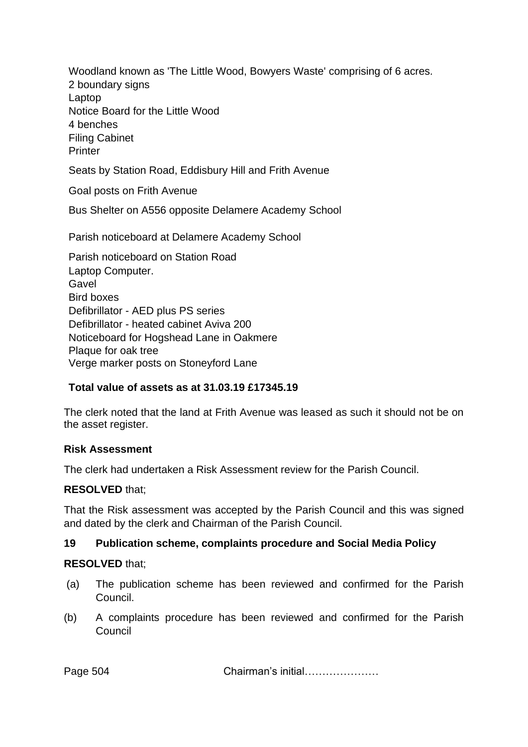Woodland known as 'The Little Wood, Bowyers Waste' comprising of 6 acres.
2 boundary signs
Laptop
Notice Board for the Little Wood
4 benches
Filing Cabinet
Printer

Seats by Station Road, Eddisbury Hill and Frith Avenue

Goal posts on Frith Avenue

Bus Shelter on A556 opposite Delamere Academy School

Parish noticeboard at Delamere Academy School

Parish noticeboard on Station Road
Laptop Computer.
Gavel
Bird boxes
Defibrillator - AED plus PS series
Defibrillator - heated cabinet Aviva 200
Noticeboard for Hogshead Lane in Oakmere
Plaque for oak tree
Verge marker posts on Stoneyford Lane

**Total value of assets as at 31.03.19 £17345.19**

The clerk noted that the land at Frith Avenue was leased as such it should not be on the asset register.

**Risk Assessment**

The clerk had undertaken a Risk Assessment review for the Parish Council.

**RESOLVED** that;

That the Risk assessment was accepted by the Parish Council and this was signed and dated by the clerk and Chairman of the Parish Council.

**19 Publication scheme, complaints procedure and Social Media Policy**

**RESOLVED** that;

(a) The publication scheme has been reviewed and confirmed for the Parish Council.

(b) A complaints procedure has been reviewed and confirmed for the Parish Council

Page 504 Chairman's initial…………………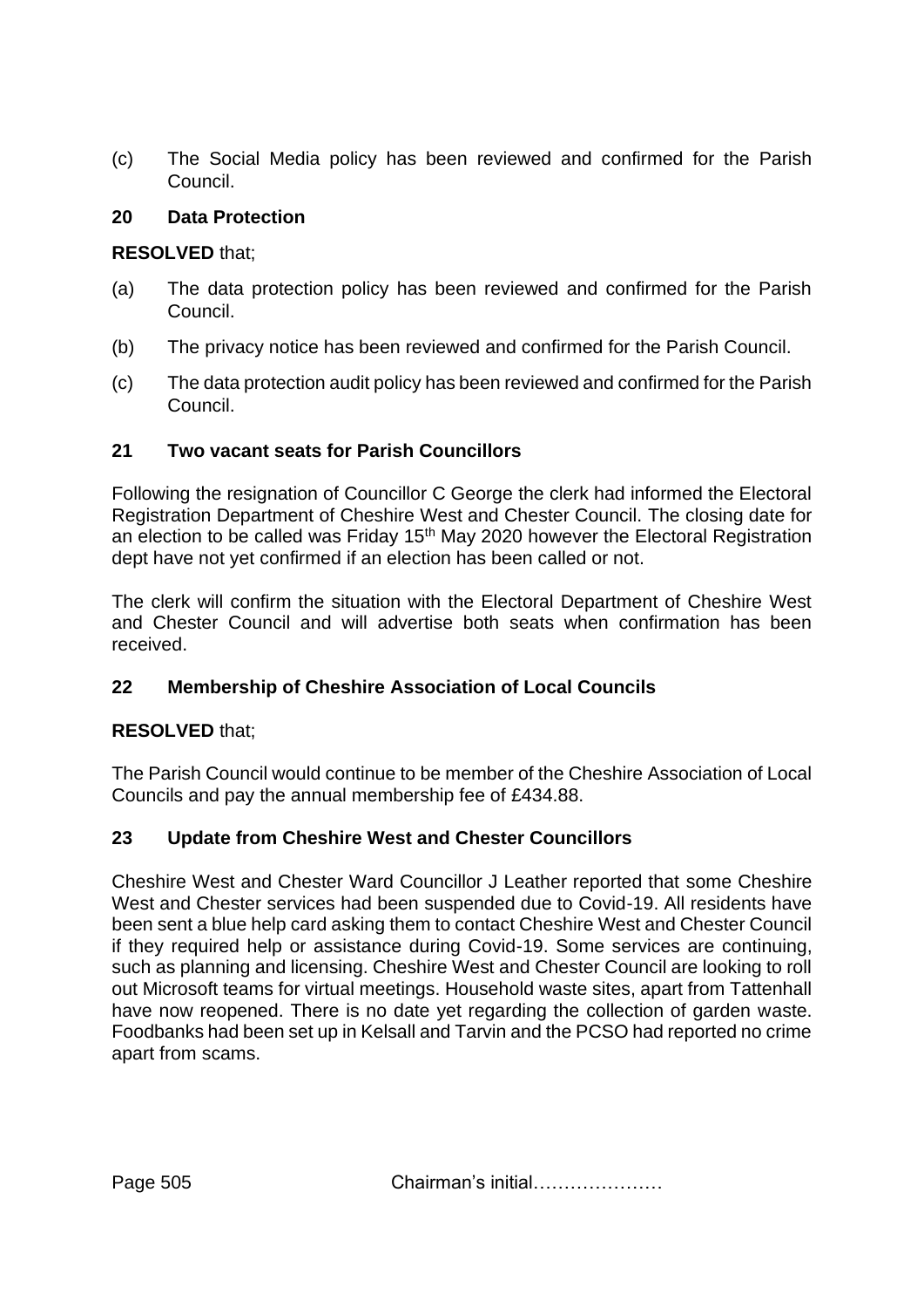(c) The Social Media policy has been reviewed and confirmed for the Parish Council.

## 20 Data Protection

**RESOLVED** that;

(a) The data protection policy has been reviewed and confirmed for the Parish Council.

(b) The privacy notice has been reviewed and confirmed for the Parish Council.

(c) The data protection audit policy has been reviewed and confirmed for the Parish Council.

## 21 Two vacant seats for Parish Councillors

Following the resignation of Councillor C George the clerk had informed the Electoral Registration Department of Cheshire West and Chester Council. The closing date for an election to be called was Friday 15th May 2020 however the Electoral Registration dept have not yet confirmed if an election has been called or not.

The clerk will confirm the situation with the Electoral Department of Cheshire West and Chester Council and will advertise both seats when confirmation has been received.

## 22 Membership of Cheshire Association of Local Councils

**RESOLVED** that;

The Parish Council would continue to be member of the Cheshire Association of Local Councils and pay the annual membership fee of £434.88.

## 23 Update from Cheshire West and Chester Councillors

Cheshire West and Chester Ward Councillor J Leather reported that some Cheshire West and Chester services had been suspended due to Covid-19. All residents have been sent a blue help card asking them to contact Cheshire West and Chester Council if they required help or assistance during Covid-19. Some services are continuing, such as planning and licensing. Cheshire West and Chester Council are looking to roll out Microsoft teams for virtual meetings. Household waste sites, apart from Tattenhall have now reopened. There is no date yet regarding the collection of garden waste. Foodbanks had been set up in Kelsall and Tarvin and the PCSO had reported no crime apart from scams.

Chairman's initial…………………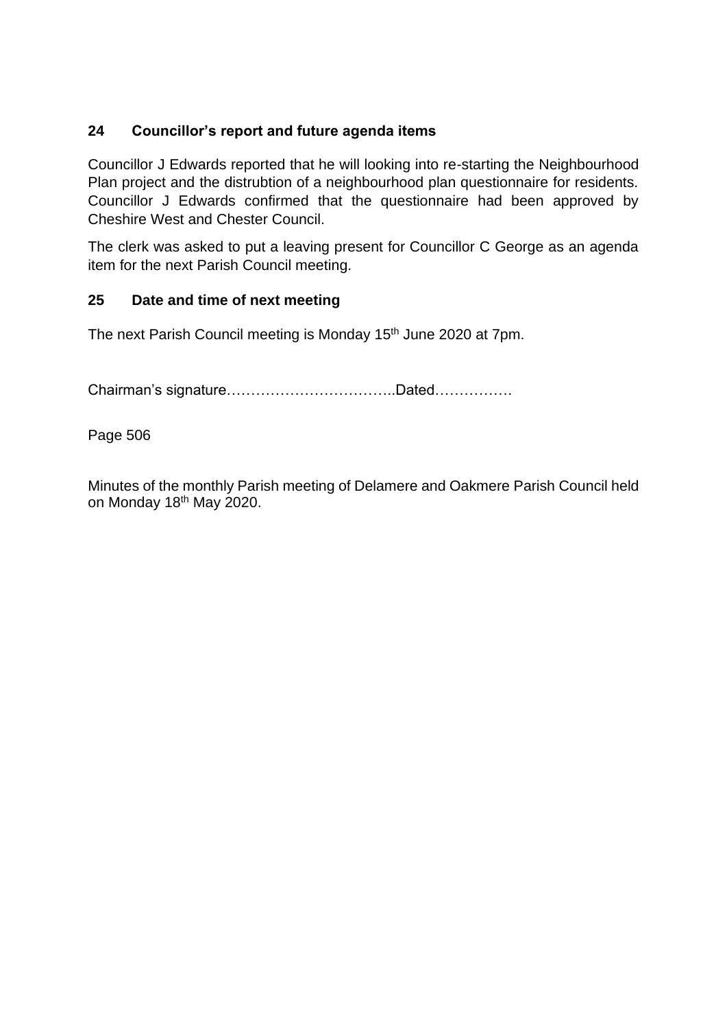## 24 Councillor's report and future agenda items

Councillor J Edwards reported that he will looking into re-starting the Neighbourhood Plan project and the distrubtion of a neighbourhood plan questionnaire for residents. Councillor J Edwards confirmed that the questionnaire had been approved by Cheshire West and Chester Council.

The clerk was asked to put a leaving present for Councillor C George as an agenda item for the next Parish Council meeting.

## 25 Date and time of next meeting

The next Parish Council meeting is Monday 15th June 2020 at 7pm.

Chairman's signature……………………………..Dated…………….